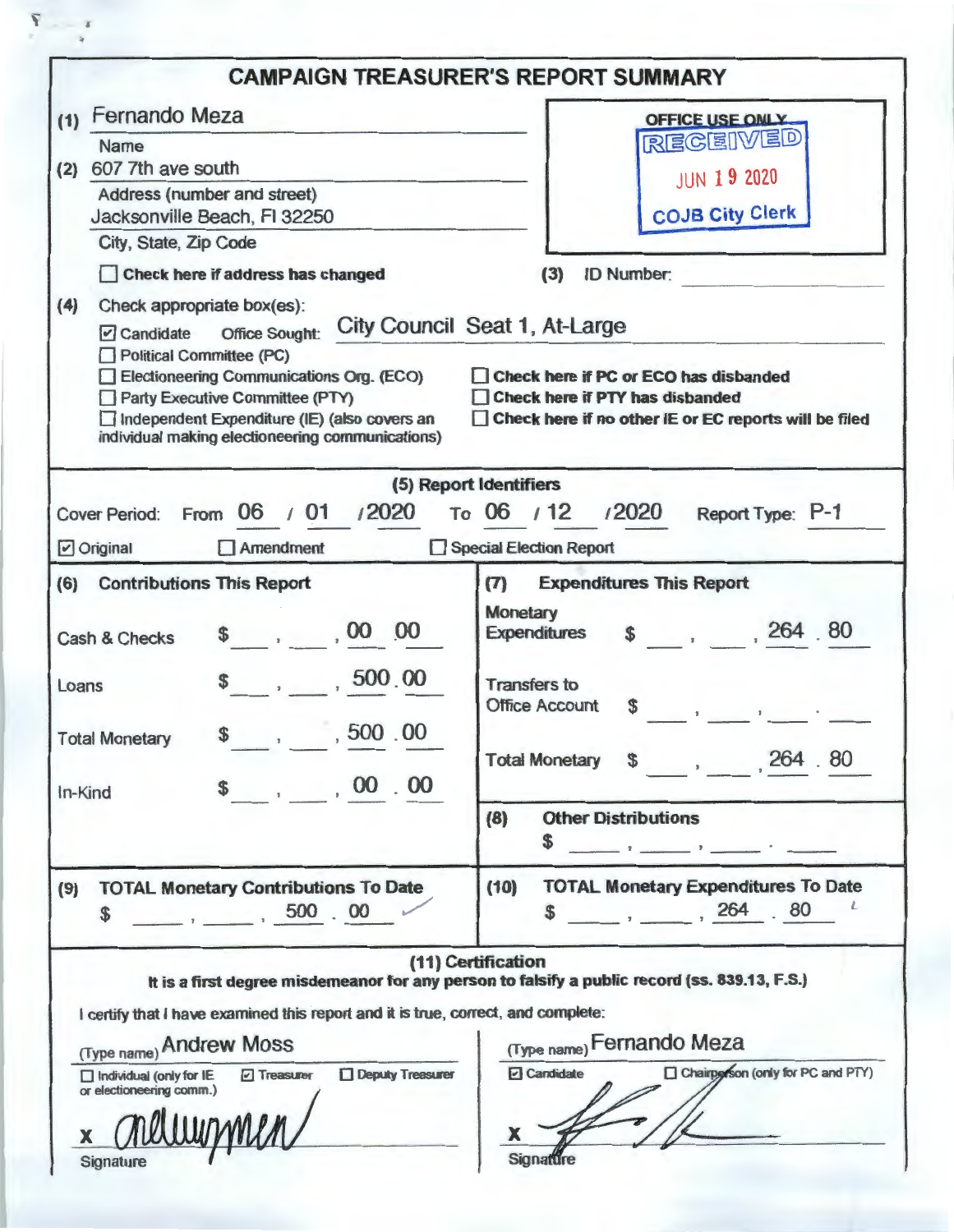# CAMPAIGN TREASURER'S REPORT SUMMARY

(1) Fernando Meza
Name

(2) 607 7th ave south
Address (number and street)
Jacksonville Beach, Fl 32250
City, State, Zip Code

☐ Check here if address has changed

OFFICE USE ONLY
RECEIVED
JUN 19 2020
COJB City Clerk

(3) ID Number:

(4) Check appropriate box(es):

☑ Candidate  Office Sought: City Council Seat 1, At-Large
☐ Political Committee (PC)
☐ Electioneering Communications Org. (ECO)
☐ Party Executive Committee (PTY)
☐ Independent Expenditure (IE) (also covers an individual making electioneering communications)

☐ Check here if PC or ECO has disbanded
☐ Check here if PTY has disbanded
☐ Check here if no other IE or EC reports will be filed

## (5) Report Identifiers

Cover Period: From 06 / 01 /2020 To 06 / 12 /2020  Report Type: P-1

☑ Original  ☐ Amendment  ☐ Special Election Report

| (6) Contributions This Report | | (7) Expenditures This Report | |
|---|---|---|---|
| Cash & Checks | $ , , 00 00 | Monetary Expenditures | $ , , 264 . 80 |
| Loans | $ , , 500 . 00 | Transfers to Office Account | $ , , . |
| Total Monetary | $ , , 500 . 00 | Total Monetary | $ , , 264 . 80 |
| In-Kind | $ , , 00 . 00 | (8) Other Distributions | $ , , . |

| (9) TOTAL Monetary Contributions To Date | (10) TOTAL Monetary Expenditures To Date |
|---|---|
| $ , , 500 . 00 | $ , , 264 . 80 |

## (11) Certification

**It is a first degree misdemeanor for any person to falsify a public record (ss. 839.13, F.S.)**

I certify that I have examined this report and it is true, correct, and complete:

(Type name) Andrew Moss
☐ Individual (only for IE or electioneering comm.)  ☑ Treasurer  ☐ Deputy Treasurer

X [signature]
Signature

(Type name) Fernando Meza
☑ Candidate  ☐ Chairperson (only for PC and PTY)

X [signature]
Signature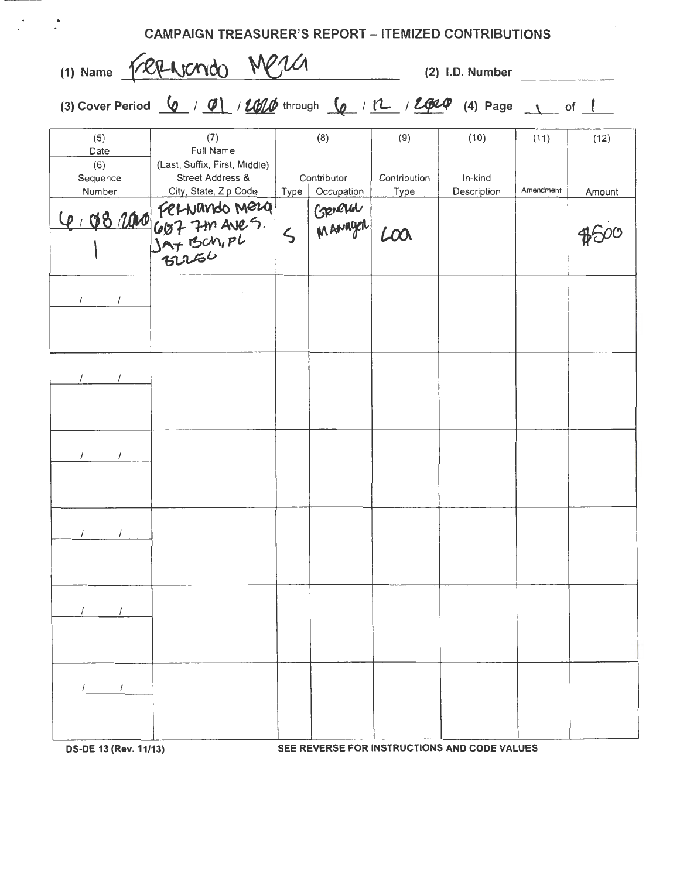# CAMPAIGN TREASURER'S REPORT – ITEMIZED CONTRIBUTIONS

(1) Name Fernando Mera (2) I.D. Number ____________

(3) Cover Period 6 / 01 / 2020 through 6 / 12 / 2020 (4) Page 1 of 1

| (5) Date (6) Sequence Number | (7) Full Name (Last, Suffix, First, Middle) Street Address & City, State, Zip Code | (8) Contributor Type | Occupation | (9) Contribution Type | (10) In-kind Description | (11) Amendment | (12) Amount |
|---|---|---|---|---|---|---|---|
| 6 / 08 / 2020<br>1 | Fernando Mera<br>607 7th Ave S.<br>Jax Bch, FL<br>32250 | S | General Manager | Loa | | | $500 |
| / / | | | | | | | |
| / / | | | | | | | |
| / / | | | | | | | |
| / / | | | | | | | |
| / / | | | | | | | |
| / / | | | | | | | |

DS-DE 13 (Rev. 11/13) SEE REVERSE FOR INSTRUCTIONS AND CODE VALUES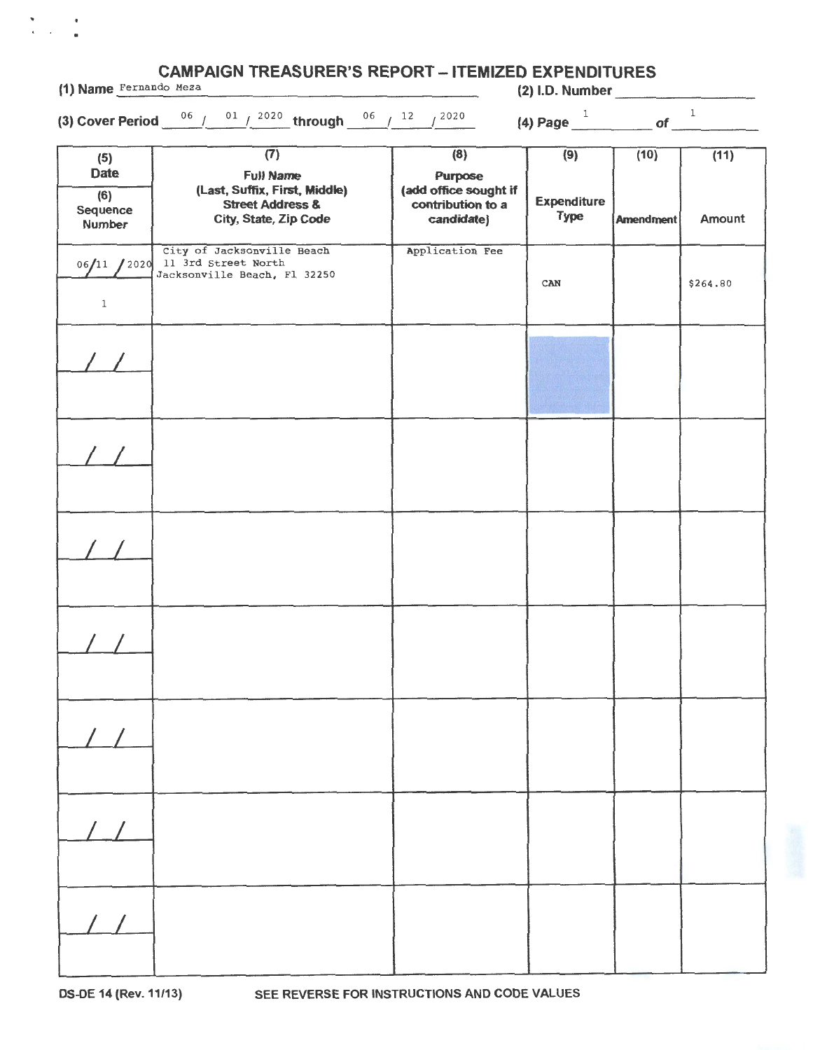# CAMPAIGN TREASURER'S REPORT – ITEMIZED EXPENDITURES

**(1) Name** Fernando Meza **(2) I.D. Number** ____________

**(3) Cover Period** 06 / 01 / 2020 **through** 06 / 12 / 2020 **(4) Page** 1 **of** 1

| (5) Date / (6) Sequence Number | (7) Full Name (Last, Suffix, First, Middle) Street Address & City, State, Zip Code | (8) Purpose (add office sought if contribution to a candidate) | (9) Expenditure Type | (10) Amendment | (11) Amount |
|---|---|---|---|---|---|
| 06/11/2020<br>1 | City of Jacksonville Beach<br>11 3rd Street North<br>Jacksonville Beach, Fl 32250 | Application Fee | CAN | | $264.80 |
| / / | | | | | |
| / / | | | | | |
| / / | | | | | |
| / / | | | | | |
| / / | | | | | |
| / / | | | | | |
| / / | | | | | |

DS-DE 14 (Rev. 11/13) SEE REVERSE FOR INSTRUCTIONS AND CODE VALUES